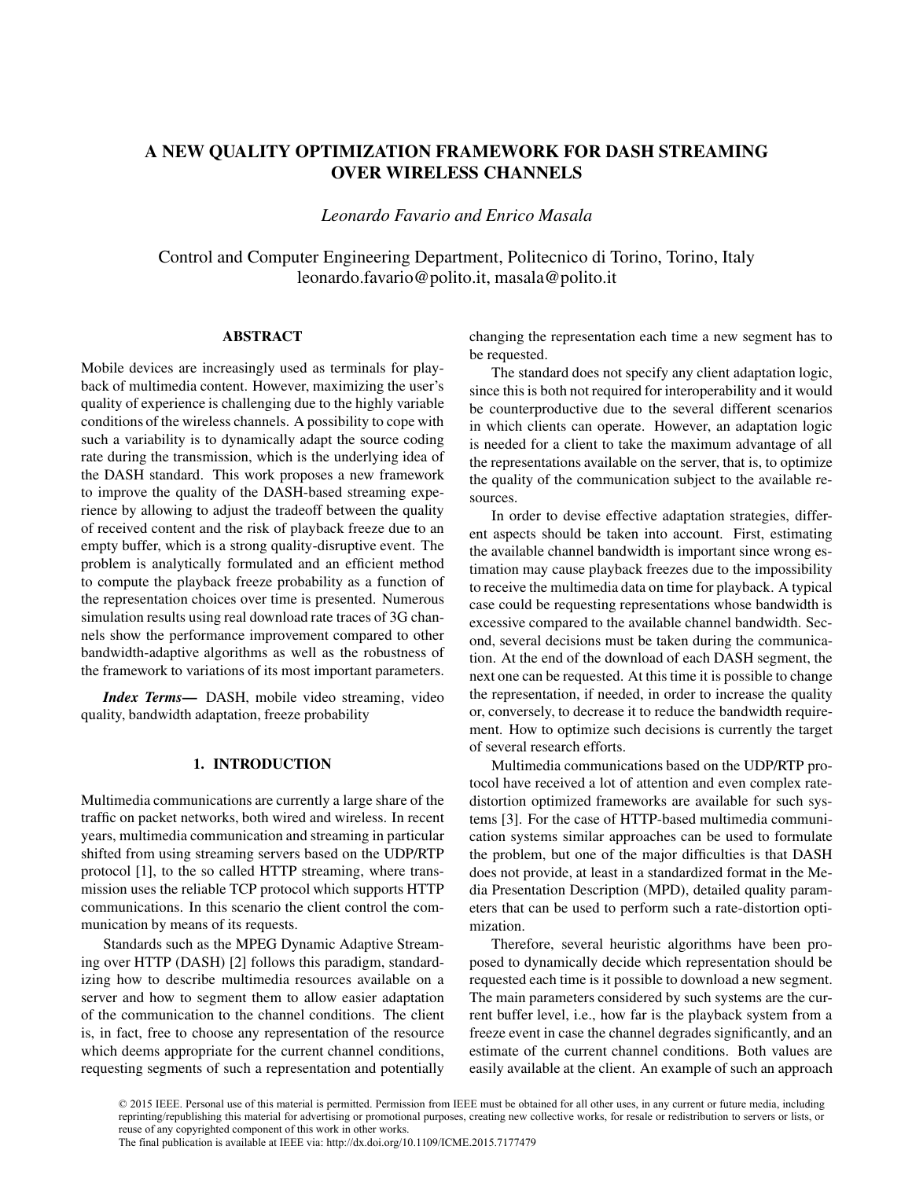# A NEW QUALITY OPTIMIZATION FRAMEWORK FOR DASH STREAMING OVER WIRELESS CHANNELS

*Leonardo Favario and Enrico Masala*

Control and Computer Engineering Department, Politecnico di Torino, Torino, Italy
leonardo.favario@polito.it, masala@polito.it

## ABSTRACT

Mobile devices are increasingly used as terminals for playback of multimedia content. However, maximizing the user's quality of experience is challenging due to the highly variable conditions of the wireless channels. A possibility to cope with such a variability is to dynamically adapt the source coding rate during the transmission, which is the underlying idea of the DASH standard. This work proposes a new framework to improve the quality of the DASH-based streaming experience by allowing to adjust the tradeoff between the quality of received content and the risk of playback freeze due to an empty buffer, which is a strong quality-disruptive event. The problem is analytically formulated and an efficient method to compute the playback freeze probability as a function of the representation choices over time is presented. Numerous simulation results using real download rate traces of 3G channels show the performance improvement compared to other bandwidth-adaptive algorithms as well as the robustness of the framework to variations of its most important parameters.

***Index Terms*—** DASH, mobile video streaming, video quality, bandwidth adaptation, freeze probability

## 1. INTRODUCTION

Multimedia communications are currently a large share of the traffic on packet networks, both wired and wireless. In recent years, multimedia communication and streaming in particular shifted from using streaming servers based on the UDP/RTP protocol [1], to the so called HTTP streaming, where transmission uses the reliable TCP protocol which supports HTTP communications. In this scenario the client control the communication by means of its requests.

Standards such as the MPEG Dynamic Adaptive Streaming over HTTP (DASH) [2] follows this paradigm, standardizing how to describe multimedia resources available on a server and how to segment them to allow easier adaptation of the communication to the channel conditions. The client is, in fact, free to choose any representation of the resource which deems appropriate for the current channel conditions, requesting segments of such a representation and potentially changing the representation each time a new segment has to be requested.

The standard does not specify any client adaptation logic, since this is both not required for interoperability and it would be counterproductive due to the several different scenarios in which clients can operate. However, an adaptation logic is needed for a client to take the maximum advantage of all the representations available on the server, that is, to optimize the quality of the communication subject to the available resources.

In order to devise effective adaptation strategies, different aspects should be taken into account. First, estimating the available channel bandwidth is important since wrong estimation may cause playback freezes due to the impossibility to receive the multimedia data on time for playback. A typical case could be requesting representations whose bandwidth is excessive compared to the available channel bandwidth. Second, several decisions must be taken during the communication. At the end of the download of each DASH segment, the next one can be requested. At this time it is possible to change the representation, if needed, in order to increase the quality or, conversely, to decrease it to reduce the bandwidth requirement. How to optimize such decisions is currently the target of several research efforts.

Multimedia communications based on the UDP/RTP protocol have received a lot of attention and even complex rate-distortion optimized frameworks are available for such systems [3]. For the case of HTTP-based multimedia communication systems similar approaches can be used to formulate the problem, but one of the major difficulties is that DASH does not provide, at least in a standardized format in the Media Presentation Description (MPD), detailed quality parameters that can be used to perform such a rate-distortion optimization.

Therefore, several heuristic algorithms have been proposed to dynamically decide which representation should be requested each time is it possible to download a new segment. The main parameters considered by such systems are the current buffer level, i.e., how far is the playback system from a freeze event in case the channel degrades significantly, and an estimate of the current channel conditions. Both values are easily available at the client. An example of such an approach

© 2015 IEEE. Personal use of this material is permitted. Permission from IEEE must be obtained for all other uses, in any current or future media, including reprinting/republishing this material for advertising or promotional purposes, creating new collective works, for resale or redistribution to servers or lists, or reuse of any copyrighted component of this work in other works.
The final publication is available at IEEE via: http://dx.doi.org/10.1109/ICME.2015.7177479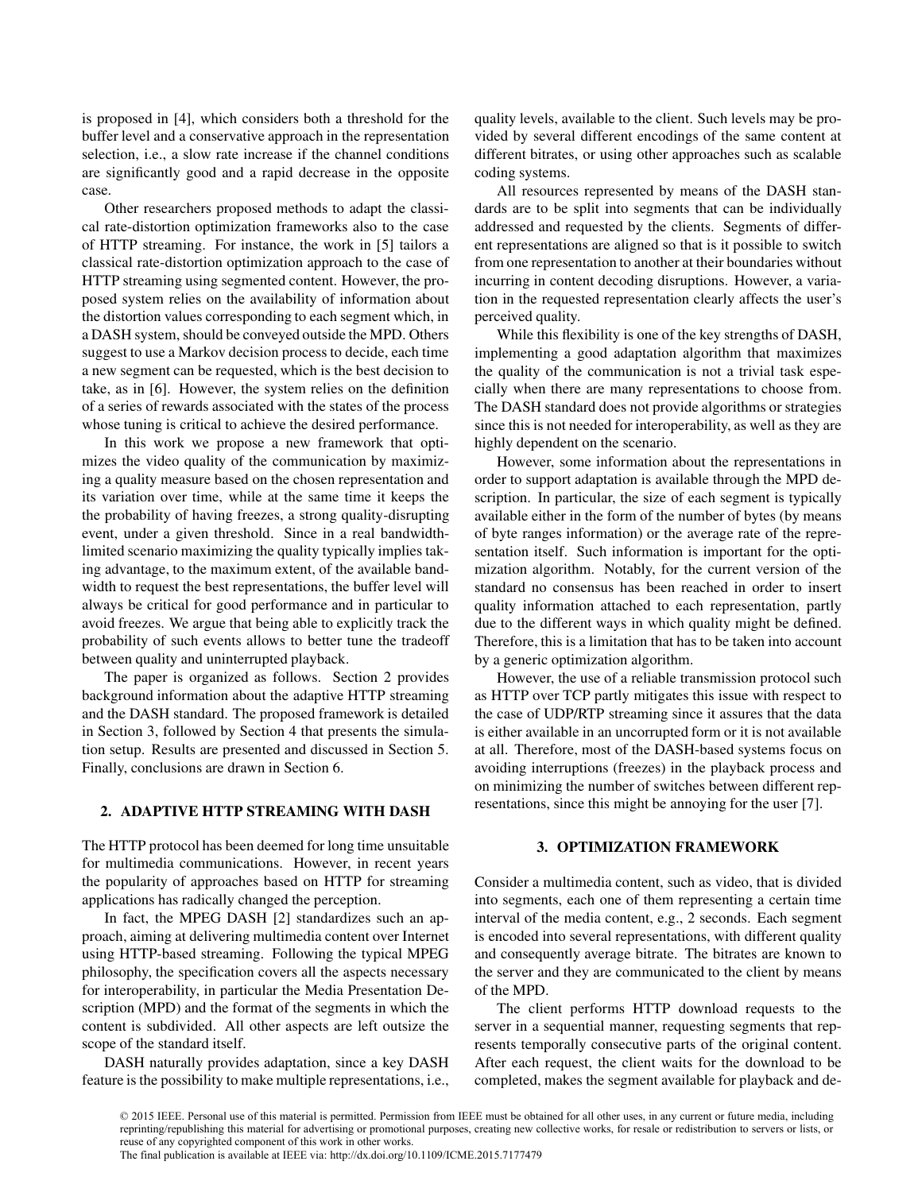is proposed in [4], which considers both a threshold for the buffer level and a conservative approach in the representation selection, i.e., a slow rate increase if the channel conditions are significantly good and a rapid decrease in the opposite case.

Other researchers proposed methods to adapt the classical rate-distortion optimization frameworks also to the case of HTTP streaming. For instance, the work in [5] tailors a classical rate-distortion optimization approach to the case of HTTP streaming using segmented content. However, the proposed system relies on the availability of information about the distortion values corresponding to each segment which, in a DASH system, should be conveyed outside the MPD. Others suggest to use a Markov decision process to decide, each time a new segment can be requested, which is the best decision to take, as in [6]. However, the system relies on the definition of a series of rewards associated with the states of the process whose tuning is critical to achieve the desired performance.

In this work we propose a new framework that optimizes the video quality of the communication by maximizing a quality measure based on the chosen representation and its variation over time, while at the same time it keeps the the probability of having freezes, a strong quality-disrupting event, under a given threshold. Since in a real bandwidth-limited scenario maximizing the quality typically implies taking advantage, to the maximum extent, of the available bandwidth to request the best representations, the buffer level will always be critical for good performance and in particular to avoid freezes. We argue that being able to explicitly track the probability of such events allows to better tune the tradeoff between quality and uninterrupted playback.

The paper is organized as follows. Section 2 provides background information about the adaptive HTTP streaming and the DASH standard. The proposed framework is detailed in Section 3, followed by Section 4 that presents the simulation setup. Results are presented and discussed in Section 5. Finally, conclusions are drawn in Section 6.

## 2. ADAPTIVE HTTP STREAMING WITH DASH

The HTTP protocol has been deemed for long time unsuitable for multimedia communications. However, in recent years the popularity of approaches based on HTTP for streaming applications has radically changed the perception.

In fact, the MPEG DASH [2] standardizes such an approach, aiming at delivering multimedia content over Internet using HTTP-based streaming. Following the typical MPEG philosophy, the specification covers all the aspects necessary for interoperability, in particular the Media Presentation Description (MPD) and the format of the segments in which the content is subdivided. All other aspects are left outsize the scope of the standard itself.

DASH naturally provides adaptation, since a key DASH feature is the possibility to make multiple representations, i.e., quality levels, available to the client. Such levels may be provided by several different encodings of the same content at different bitrates, or using other approaches such as scalable coding systems.

All resources represented by means of the DASH standards are to be split into segments that can be individually addressed and requested by the clients. Segments of different representations are aligned so that is it possible to switch from one representation to another at their boundaries without incurring in content decoding disruptions. However, a variation in the requested representation clearly affects the user's perceived quality.

While this flexibility is one of the key strengths of DASH, implementing a good adaptation algorithm that maximizes the quality of the communication is not a trivial task especially when there are many representations to choose from. The DASH standard does not provide algorithms or strategies since this is not needed for interoperability, as well as they are highly dependent on the scenario.

However, some information about the representations in order to support adaptation is available through the MPD description. In particular, the size of each segment is typically available either in the form of the number of bytes (by means of byte ranges information) or the average rate of the representation itself. Such information is important for the optimization algorithm. Notably, for the current version of the standard no consensus has been reached in order to insert quality information attached to each representation, partly due to the different ways in which quality might be defined. Therefore, this is a limitation that has to be taken into account by a generic optimization algorithm.

However, the use of a reliable transmission protocol such as HTTP over TCP partly mitigates this issue with respect to the case of UDP/RTP streaming since it assures that the data is either available in an uncorrupted form or it is not available at all. Therefore, most of the DASH-based systems focus on avoiding interruptions (freezes) in the playback process and on minimizing the number of switches between different representations, since this might be annoying for the user [7].

## 3. OPTIMIZATION FRAMEWORK

Consider a multimedia content, such as video, that is divided into segments, each one of them representing a certain time interval of the media content, e.g., 2 seconds. Each segment is encoded into several representations, with different quality and consequently average bitrate. The bitrates are known to the server and they are communicated to the client by means of the MPD.

The client performs HTTP download requests to the server in a sequential manner, requesting segments that represents temporally consecutive parts of the original content. After each request, the client waits for the download to be completed, makes the segment available for playback and de-

© 2015 IEEE. Personal use of this material is permitted. Permission from IEEE must be obtained for all other uses, in any current or future media, including reprinting/republishing this material for advertising or promotional purposes, creating new collective works, for resale or redistribution to servers or lists, or reuse of any copyrighted component of this work in other works.
The final publication is available at IEEE via: http://dx.doi.org/10.1109/ICME.2015.7177479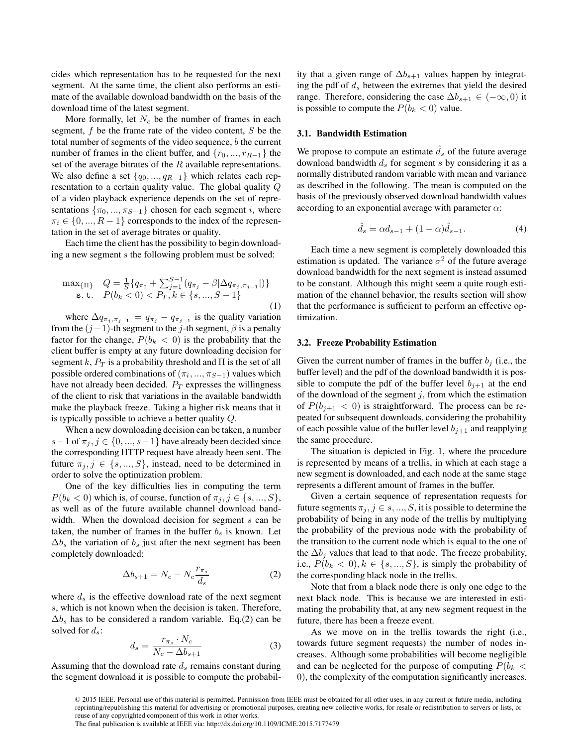cides which representation has to be requested for the next segment. At the same time, the client also performs an estimate of the available download bandwidth on the basis of the download time of the latest segment.

More formally, let $N_c$ be the number of frames in each segment, $f$ be the frame rate of the video content, $S$ be the total number of segments of the video sequence, $b$ the current number of frames in the client buffer, and $\{r_0, ..., r_{R-1}\}$ the set of the average bitrates of the $R$ available representations. We also define a set $\{q_0, ..., q_{R-1}\}$ which relates each representation to a certain quality value. The global quality $Q$ of a video playback experience depends on the set of representations $\{\pi_0, ..., \pi_{S-1}\}$ chosen for each segment $i$, where $\pi_i \in \{0, ..., R-1\}$ corresponds to the index of the representation in the set of average bitrates or quality.

Each time the client has the possibility to begin downloading a new segment $s$ the following problem must be solved:

$$\begin{array}{ll} \max_{\{\Pi\}} & Q = \frac{1}{S}\{q_{\pi_0} + \sum_{j=1}^{S-1}(q_{\pi_j} - \beta|\Delta q_{\pi_j,\pi_{j-1}}|)\} \\ \text{s.t.} & P(b_k < 0) < P_T, k \in \{s, ..., S-1\} \end{array} \tag{1}$$

where $\Delta q_{\pi_j,\pi_{j-1}} = q_{\pi_j} - q_{\pi_{j-1}}$ is the quality variation from the $(j-1)$-th segment to the $j$-th segment, $\beta$ is a penalty factor for the change, $P(b_k < 0)$ is the probability that the client buffer is empty at any future downloading decision for segment $k$, $P_T$ is a probability threshold and $\Pi$ is the set of all possible ordered combinations of $(\pi_i, ..., \pi_{S-1})$ values which have not already been decided. $P_T$ expresses the willingness of the client to risk that variations in the available bandwidth make the playback freeze. Taking a higher risk means that it is typically possible to achieve a better quality $Q$.

When a new downloading decision can be taken, a number $s-1$ of $\pi_j, j \in \{0, ..., s-1\}$ have already been decided since the corresponding HTTP request have already been sent. The future $\pi_j, j \in \{s, ..., S\}$, instead, need to be determined in order to solve the optimization problem.

One of the key difficulties lies in computing the term $P(b_k < 0)$ which is, of course, function of $\pi_j, j \in \{s, ..., S\}$, as well as of the future available channel download bandwidth. When the download decision for segment $s$ can be taken, the number of frames in the buffer $b_s$ is known. Let $\Delta b_s$ the variation of $b_s$ just after the next segment has been completely downloaded:

$$\Delta b_{s+1} = N_c - N_c \frac{r_{\pi_s}}{d_s} \tag{2}$$

where $d_s$ is the effective download rate of the next segment $s$, which is not known when the decision is taken. Therefore, $\Delta b_s$ has to be considered a random variable. Eq.(2) can be solved for $d_s$:

$$d_s = \frac{r_{\pi_s} \cdot N_c}{N_c - \Delta b_{s+1}} \tag{3}$$

Assuming that the download rate $d_s$ remains constant during the segment download it is possible to compute the probability that a given range of $\Delta b_{s+1}$ values happen by integrating the pdf of $d_s$ between the extremes that yield the desired range. Therefore, considering the case $\Delta b_{s+1} \in (-\infty, 0)$ it is possible to compute the $P(b_k < 0)$ value.

### 3.1. Bandwidth Estimation

We propose to compute an estimate $\hat{d}_s$ of the future average download bandwidth $d_s$ for segment $s$ by considering it as a normally distributed random variable with mean and variance as described in the following. The mean is computed on the basis of the previously observed download bandwidth values according to an exponential average with parameter $\alpha$:

$$\hat{d}_s = \alpha d_{s-1} + (1 - \alpha)\hat{d}_{s-1}. \tag{4}$$

Each time a new segment is completely downloaded this estimation is updated. The variance $\sigma^2$ of the future average download bandwidth for the next segment is instead assumed to be constant. Although this might seem a quite rough estimation of the channel behavior, the results section will show that the performance is sufficient to perform an effective optimization.

### 3.2. Freeze Probability Estimation

Given the current number of frames in the buffer $b_j$ (i.e., the buffer level) and the pdf of the download bandwidth it is possible to compute the pdf of the buffer level $b_{j+1}$ at the end of the download of the segment $j$, from which the estimation of $P(b_{j+1} < 0)$ is straightforward. The process can be repeated for subsequent downloads, considering the probability of each possible value of the buffer level $b_{j+1}$ and reapplying the same procedure.

The situation is depicted in Fig. 1, where the procedure is represented by means of a trellis, in which at each stage a new segment is downloaded, and each node at the same stage represents a different amount of frames in the buffer.

Given a certain sequence of representation requests for future segments $\pi_j, j \in s, ..., S$, it is possible to determine the probability of being in any node of the trellis by multiplying the probability of the previous node with the probability of the transition to the current node which is equal to the one of the $\Delta b_j$ values that lead to that node. The freeze probability, i.e., $P(b_k < 0), k \in \{s, ..., S\}$, is simply the probability of the corresponding black node in the trellis.

Note that from a black node there is only one edge to the next black node. This is because we are interested in estimating the probability that, at any new segment request in the future, there has been a freeze event.

As we move on in the trellis towards the right (i.e., towards future segment requests) the number of nodes increases. Although some probabilities will become negligible and can be neglected for the purpose of computing $P(b_k < 0)$, the complexity of the computation significantly increases.

© 2015 IEEE. Personal use of this material is permitted. Permission from IEEE must be obtained for all other uses, in any current or future media, including reprinting/republishing this material for advertising or promotional purposes, creating new collective works, for resale or redistribution to servers or lists, or reuse of any copyrighted component of this work in other works.
The final publication is available at IEEE via: http://dx.doi.org/10.1109/ICME.2015.7177479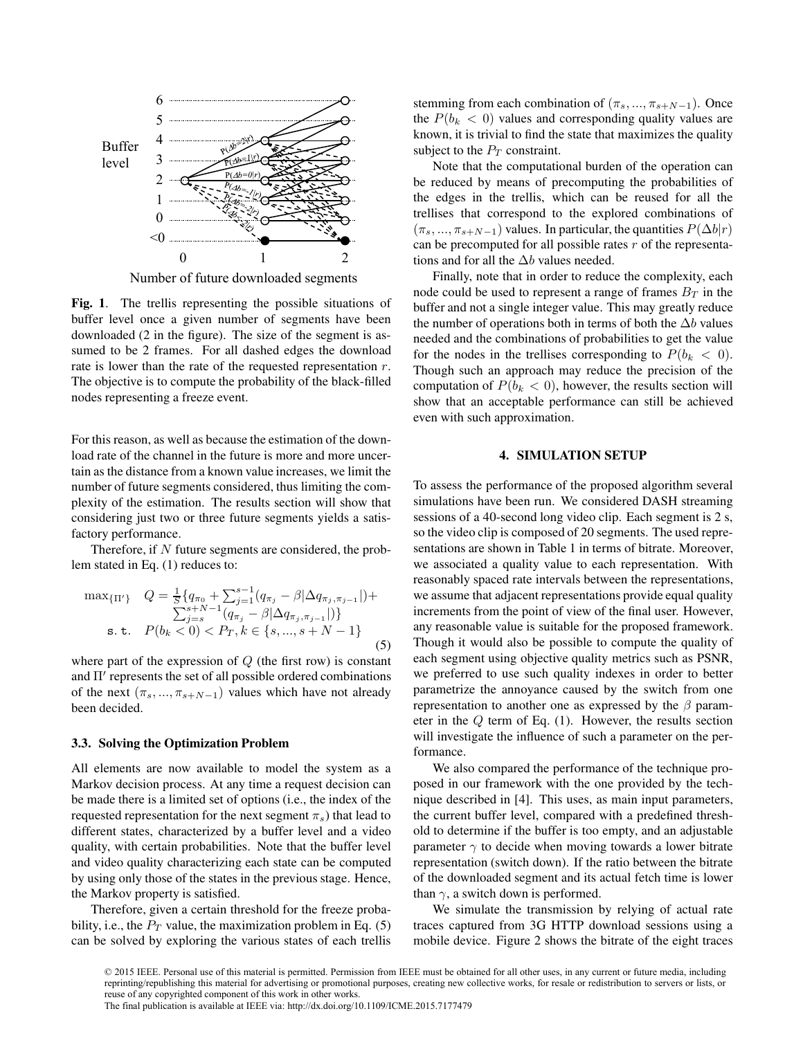**Fig. 1**. The trellis representing the possible situations of buffer level once a given number of segments have been downloaded (2 in the figure). The size of the segment is assumed to be 2 frames. For all dashed edges the download rate is lower than the rate of the requested representation $r$. The objective is to compute the probability of the black-filled nodes representing a freeze event.

For this reason, as well as because the estimation of the download rate of the channel in the future is more and more uncertain as the distance from a known value increases, we limit the number of future segments considered, thus limiting the complexity of the estimation. The results section will show that considering just two or three future segments yields a satisfactory performance.

Therefore, if $N$ future segments are considered, the problem stated in Eq. (1) reduces to:

$$
\begin{aligned}
\max_{\{\Pi'\}} \quad & Q = \frac{1}{S}\{q_{\pi_0} + \sum_{j=1}^{s-1}(q_{\pi_j} - \beta|\Delta q_{\pi_j,\pi_{j-1}}|) + \\
& \sum_{j=s}^{s+N-1}(q_{\pi_j} - \beta|\Delta q_{\pi_j,\pi_{j-1}}|)\} \\
\texttt{s.t.} \quad & P(b_k < 0) < P_T, k \in \{s, ..., s+N-1\}
\end{aligned}
\tag{5}
$$

where part of the expression of $Q$ (the first row) is constant and $\Pi'$ represents the set of all possible ordered combinations of the next $(\pi_s, ..., \pi_{s+N-1})$ values which have not already been decided.

### 3.3. Solving the Optimization Problem

All elements are now available to model the system as a Markov decision process. At any time a request decision can be made there is a limited set of options (i.e., the index of the requested representation for the next segment $\pi_s$) that lead to different states, characterized by a buffer level and a video quality, with certain probabilities. Note that the buffer level and video quality characterizing each state can be computed by using only those of the states in the previous stage. Hence, the Markov property is satisfied.

Therefore, given a certain threshold for the freeze probability, i.e., the $P_T$ value, the maximization problem in Eq. (5) can be solved by exploring the various states of each trellis stemming from each combination of $(\pi_s, ..., \pi_{s+N-1})$. Once the $P(b_k < 0)$ values and corresponding quality values are known, it is trivial to find the state that maximizes the quality subject to the $P_T$ constraint.

Note that the computational burden of the operation can be reduced by means of precomputing the probabilities of the edges in the trellis, which can be reused for all the trellises that correspond to the explored combinations of $(\pi_s, ..., \pi_{s+N-1})$ values. In particular, the quantities $P(\Delta b|r)$ can be precomputed for all possible rates $r$ of the representations and for all the $\Delta b$ values needed.

Finally, note that in order to reduce the complexity, each node could be used to represent a range of frames $B_T$ in the buffer and not a single integer value. This may greatly reduce the number of operations both in terms of both the $\Delta b$ values needed and the combinations of probabilities to get the value for the nodes in the trellises corresponding to $P(b_k < 0)$. Though such an approach may reduce the precision of the computation of $P(b_k < 0)$, however, the results section will show that an acceptable performance can still be achieved even with such approximation.

## 4. SIMULATION SETUP

To assess the performance of the proposed algorithm several simulations have been run. We considered DASH streaming sessions of a 40-second long video clip. Each segment is 2 s, so the video clip is composed of 20 segments. The used representations are shown in Table 1 in terms of bitrate. Moreover, we associated a quality value to each representation. With reasonably spaced rate intervals between the representations, we assume that adjacent representations provide equal quality increments from the point of view of the final user. However, any reasonable value is suitable for the proposed framework. Though it would also be possible to compute the quality of each segment using objective quality metrics such as PSNR, we preferred to use such quality indexes in order to better parametrize the annoyance caused by the switch from one representation to another one as expressed by the $\beta$ parameter in the $Q$ term of Eq. (1). However, the results section will investigate the influence of such a parameter on the performance.

We also compared the performance of the technique proposed in our framework with the one provided by the technique described in [4]. This uses, as main input parameters, the current buffer level, compared with a predefined threshold to determine if the buffer is too empty, and an adjustable parameter $\gamma$ to decide when moving towards a lower bitrate representation (switch down). If the ratio between the bitrate of the downloaded segment and its actual fetch time is lower than $\gamma$, a switch down is performed.

We simulate the transmission by relying of actual rate traces captured from 3G HTTP download sessions using a mobile device. Figure 2 shows the bitrate of the eight traces

© 2015 IEEE. Personal use of this material is permitted. Permission from IEEE must be obtained for all other uses, in any current or future media, including reprinting/republishing this material for advertising or promotional purposes, creating new collective works, for resale or redistribution to servers or lists, or reuse of any copyrighted component of this work in other works.
The final publication is available at IEEE via: http://dx.doi.org/10.1109/ICME.2015.7177479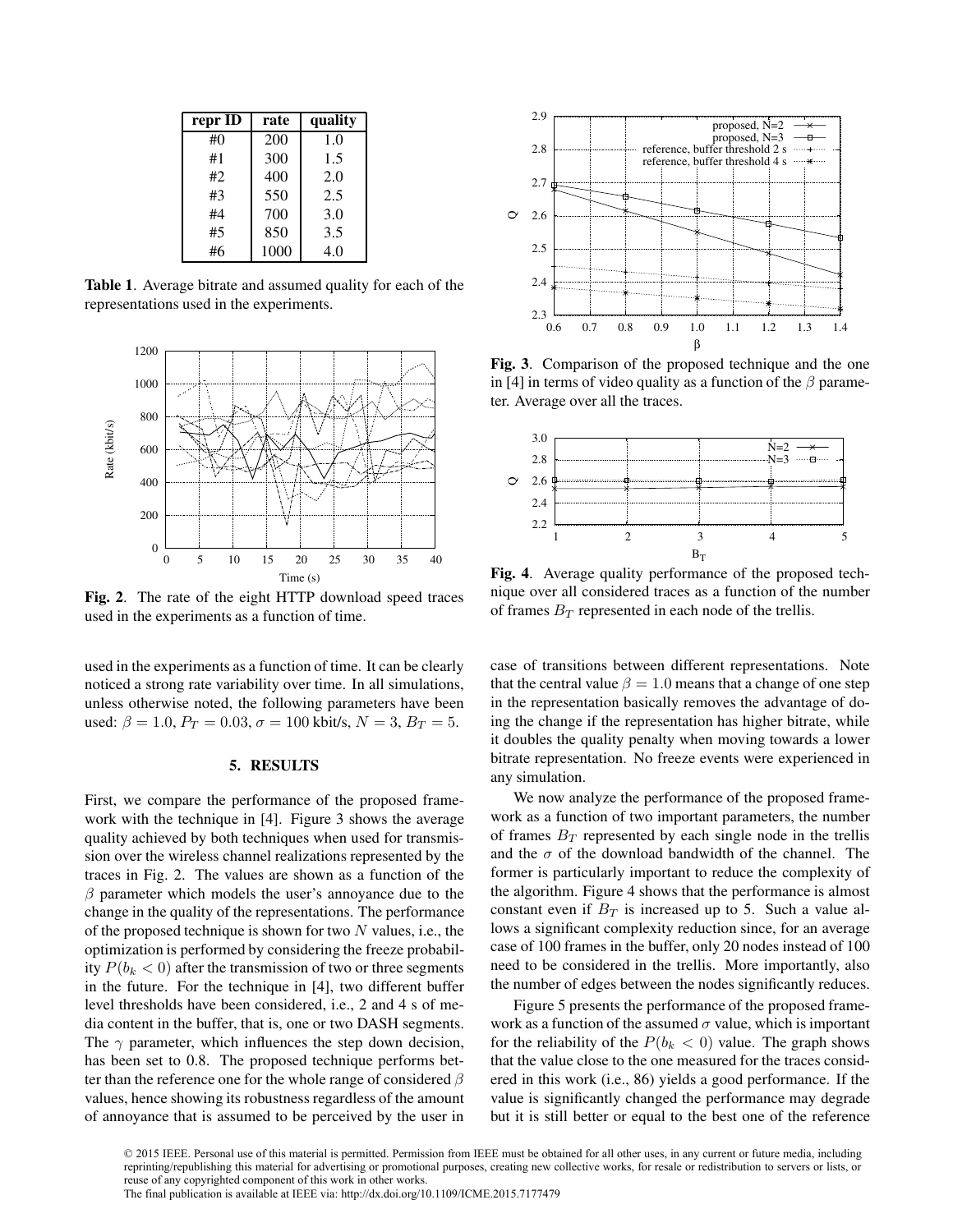| repr ID | rate | quality |
|---|---|---|
| #0 | 200 | 1.0 |
| #1 | 300 | 1.5 |
| #2 | 400 | 2.0 |
| #3 | 550 | 2.5 |
| #4 | 700 | 3.0 |
| #5 | 850 | 3.5 |
| #6 | 1000 | 4.0 |

**Table 1**. Average bitrate and assumed quality for each of the representations used in the experiments.

**Fig. 2**. The rate of the eight HTTP download speed traces used in the experiments as a function of time.

used in the experiments as a function of time. It can be clearly noticed a strong rate variability over time. In all simulations, unless otherwise noted, the following parameters have been used: $\beta = 1.0$, $P_T = 0.03$, $\sigma = 100$ kbit/s, $N = 3$, $B_T = 5$.

## 5. RESULTS

First, we compare the performance of the proposed framework with the technique in [4]. Figure 3 shows the average quality achieved by both techniques when used for transmission over the wireless channel realizations represented by the traces in Fig. 2. The values are shown as a function of the $\beta$ parameter which models the user's annoyance due to the change in the quality of the representations. The performance of the proposed technique is shown for two $N$ values, i.e., the optimization is performed by considering the freeze probability $P(b_k < 0)$ after the transmission of two or three segments in the future. For the technique in [4], two different buffer level thresholds have been considered, i.e., 2 and 4 s of media content in the buffer, that is, one or two DASH segments. The $\gamma$ parameter, which influences the step down decision, has been set to 0.8. The proposed technique performs better than the reference one for the whole range of considered $\beta$ values, hence showing its robustness regardless of the amount of annoyance that is assumed to be perceived by the user in

**Fig. 3**. Comparison of the proposed technique and the one in [4] in terms of video quality as a function of the $\beta$ parameter. Average over all the traces.

**Fig. 4**. Average quality performance of the proposed technique over all considered traces as a function of the number of frames $B_T$ represented in each node of the trellis.

case of transitions between different representations. Note that the central value $\beta = 1.0$ means that a change of one step in the representation basically removes the advantage of doing the change if the representation has higher bitrate, while it doubles the quality penalty when moving towards a lower bitrate representation. No freeze events were experienced in any simulation.

We now analyze the performance of the proposed framework as a function of two important parameters, the number of frames $B_T$ represented by each single node in the trellis and the $\sigma$ of the download bandwidth of the channel. The former is particularly important to reduce the complexity of the algorithm. Figure 4 shows that the performance is almost constant even if $B_T$ is increased up to 5. Such a value allows a significant complexity reduction since, for an average case of 100 frames in the buffer, only 20 nodes instead of 100 need to be considered in the trellis. More importantly, also the number of edges between the nodes significantly reduces.

Figure 5 presents the performance of the proposed framework as a function of the assumed $\sigma$ value, which is important for the reliability of the $P(b_k < 0)$ value. The graph shows that the value close to the one measured for the traces considered in this work (i.e., 86) yields a good performance. If the value is significantly changed the performance may degrade but it is still better or equal to the best one of the reference

© 2015 IEEE. Personal use of this material is permitted. Permission from IEEE must be obtained for all other uses, in any current or future media, including reprinting/republishing this material for advertising or promotional purposes, creating new collective works, for resale or redistribution to servers or lists, or reuse of any copyrighted component of this work in other works.
The final publication is available at IEEE via: http://dx.doi.org/10.1109/ICME.2015.7177479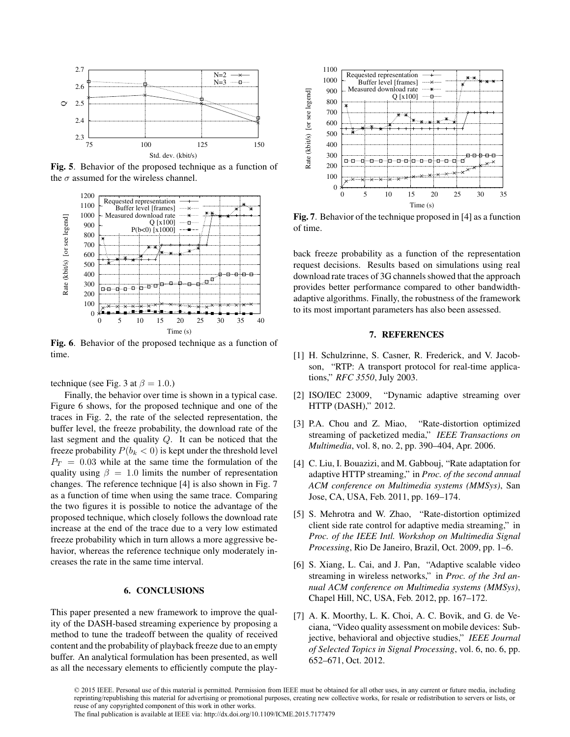2.7
2.6
2.5
2.4
2.3
Q
75
100
125
150
Std. dev. (kbit/s)
N=2
N=3

**Fig. 5**. Behavior of the proposed technique as a function of the $\sigma$ assumed for the wireless channel.

1200
1100
1000
900
800
700
600
500
400
300
200
100
0
Rate (kbit/s) [or see legend]
0
5
10
15
20
25
30
35
40
Time (s)
Requested representation
Buffer level [frames]
Measured download rate
Q [x100]
P(b<0) [x1000]

**Fig. 6**. Behavior of the proposed technique as a function of time.

technique (see Fig. 3 at $\beta = 1.0$.)

Finally, the behavior over time is shown in a typical case. Figure 6 shows, for the proposed technique and one of the traces in Fig. 2, the rate of the selected representation, the buffer level, the freeze probability, the download rate of the last segment and the quality $Q$. It can be noticed that the freeze probability $P(b_k < 0)$ is kept under the threshold level $P_T = 0.03$ while at the same time the formulation of the quality using $\beta = 1.0$ limits the number of representation changes. The reference technique [4] is also shown in Fig. 7 as a function of time when using the same trace. Comparing the two figures it is possible to notice the advantage of the proposed technique, which closely follows the download rate increase at the end of the trace due to a very low estimated freeze probability which in turn allows a more aggressive behavior, whereas the reference technique only moderately increases the rate in the same time interval.

## 6. CONCLUSIONS

This paper presented a new framework to improve the quality of the DASH-based streaming experience by proposing a method to tune the tradeoff between the quality of received content and the probability of playback freeze due to an empty buffer. An analytical formulation has been presented, as well as all the necessary elements to efficiently compute the playback freeze probability as a function of the representation request decisions. Results based on simulations using real download rate traces of 3G channels showed that the approach provides better performance compared to other bandwidth-adaptive algorithms. Finally, the robustness of the framework to its most important parameters has also been assessed.

1100
1000
900
800
700
600
500
400
300
200
100
0
Rate (kbit/s) [or see legend]
0
5
10
15
20
25
30
35
Time (s)
Requested representation
Buffer level [frames]
Measured download rate
Q [x100]

**Fig. 7**. Behavior of the technique proposed in [4] as a function of time.

## 7. REFERENCES

[1] H. Schulzrinne, S. Casner, R. Frederick, and V. Jacobson, "RTP: A transport protocol for real-time applications," *RFC 3550*, July 2003.

[2] ISO/IEC 23009, "Dynamic adaptive streaming over HTTP (DASH)," 2012.

[3] P.A. Chou and Z. Miao, "Rate-distortion optimized streaming of packetized media," *IEEE Transactions on Multimedia*, vol. 8, no. 2, pp. 390–404, Apr. 2006.

[4] C. Liu, I. Bouazizi, and M. Gabbouj, "Rate adaptation for adaptive HTTP streaming," in *Proc. of the second annual ACM conference on Multimedia systems (MMSys)*, San Jose, CA, USA, Feb. 2011, pp. 169–174.

[5] S. Mehrotra and W. Zhao, "Rate-distortion optimized client side rate control for adaptive media streaming," in *Proc. of the IEEE Intl. Workshop on Multimedia Signal Processing*, Rio De Janeiro, Brazil, Oct. 2009, pp. 1–6.

[6] S. Xiang, L. Cai, and J. Pan, "Adaptive scalable video streaming in wireless networks," in *Proc. of the 3rd annual ACM conference on Multimedia systems (MMSys)*, Chapel Hill, NC, USA, Feb. 2012, pp. 167–172.

[7] A. K. Moorthy, L. K. Choi, A. C. Bovik, and G. de Veciana, "Video quality assessment on mobile devices: Subjective, behavioral and objective studies," *IEEE Journal of Selected Topics in Signal Processing*, vol. 6, no. 6, pp. 652–671, Oct. 2012.

© 2015 IEEE. Personal use of this material is permitted. Permission from IEEE must be obtained for all other uses, in any current or future media, including reprinting/republishing this material for advertising or promotional purposes, creating new collective works, for resale or redistribution to servers or lists, or reuse of any copyrighted component of this work in other works.
The final publication is available at IEEE via: http://dx.doi.org/10.1109/ICME.2015.7177479